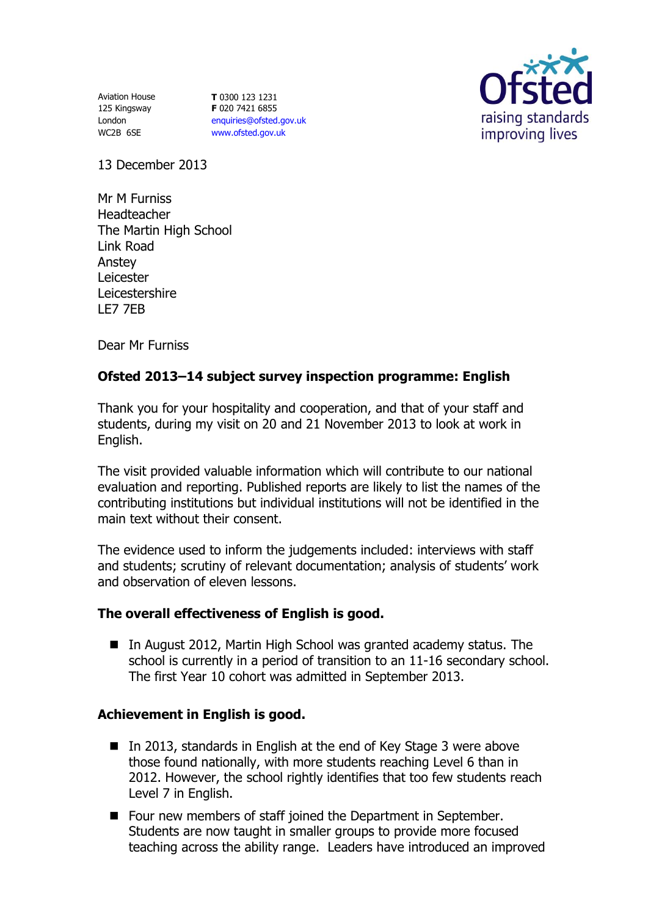Aviation House
125 Kingsway
London
WC2B 6SE

**T** 0300 123 1231
**F** 020 7421 6855
enquiries@ofsted.gov.uk
www.ofsted.gov.uk

Ofsted
raising standards
improving lives

13 December 2013

Mr M Furniss
Headteacher
The Martin High School
Link Road
Anstey
Leicester
Leicestershire
LE7 7EB

Dear Mr Furniss

**Ofsted 2013–14 subject survey inspection programme: English**

Thank you for your hospitality and cooperation, and that of your staff and students, during my visit on 20 and 21 November 2013 to look at work in English.

The visit provided valuable information which will contribute to our national evaluation and reporting. Published reports are likely to list the names of the contributing institutions but individual institutions will not be identified in the main text without their consent.

The evidence used to inform the judgements included: interviews with staff and students; scrutiny of relevant documentation; analysis of students' work and observation of eleven lessons.

**The overall effectiveness of English is good.**

- In August 2012, Martin High School was granted academy status. The school is currently in a period of transition to an 11-16 secondary school. The first Year 10 cohort was admitted in September 2013.

**Achievement in English is good.**

- In 2013, standards in English at the end of Key Stage 3 were above those found nationally, with more students reaching Level 6 than in 2012. However, the school rightly identifies that too few students reach Level 7 in English.
- Four new members of staff joined the Department in September. Students are now taught in smaller groups to provide more focused teaching across the ability range. Leaders have introduced an improved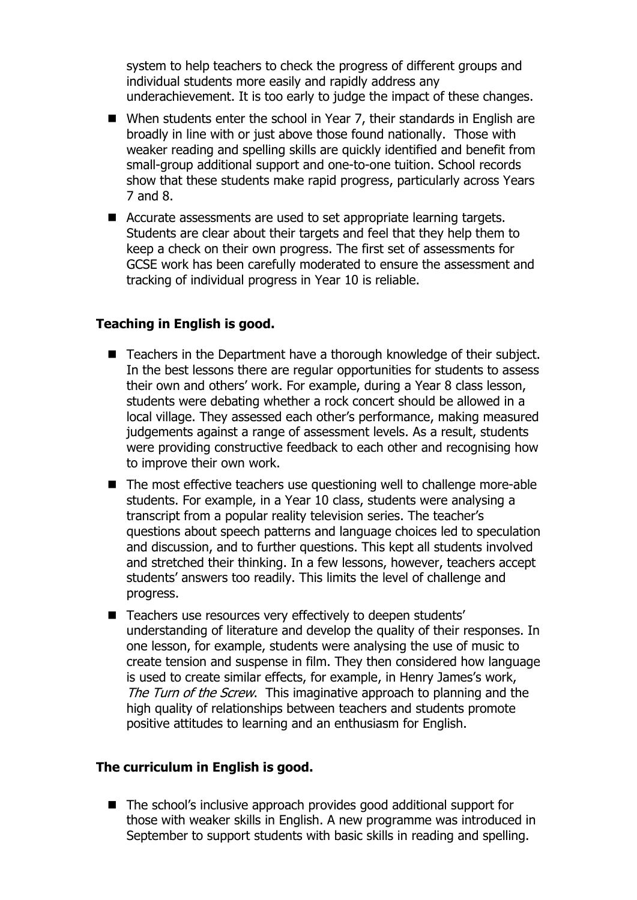system to help teachers to check the progress of different groups and individual students more easily and rapidly address any underachievement. It is too early to judge the impact of these changes.

- When students enter the school in Year 7, their standards in English are broadly in line with or just above those found nationally. Those with weaker reading and spelling skills are quickly identified and benefit from small-group additional support and one-to-one tuition. School records show that these students make rapid progress, particularly across Years 7 and 8.
- Accurate assessments are used to set appropriate learning targets. Students are clear about their targets and feel that they help them to keep a check on their own progress. The first set of assessments for GCSE work has been carefully moderated to ensure the assessment and tracking of individual progress in Year 10 is reliable.

**Teaching in English is good.**

- Teachers in the Department have a thorough knowledge of their subject. In the best lessons there are regular opportunities for students to assess their own and others' work. For example, during a Year 8 class lesson, students were debating whether a rock concert should be allowed in a local village. They assessed each other's performance, making measured judgements against a range of assessment levels. As a result, students were providing constructive feedback to each other and recognising how to improve their own work.
- The most effective teachers use questioning well to challenge more-able students. For example, in a Year 10 class, students were analysing a transcript from a popular reality television series. The teacher's questions about speech patterns and language choices led to speculation and discussion, and to further questions. This kept all students involved and stretched their thinking. In a few lessons, however, teachers accept students' answers too readily. This limits the level of challenge and progress.
- Teachers use resources very effectively to deepen students' understanding of literature and develop the quality of their responses. In one lesson, for example, students were analysing the use of music to create tension and suspense in film. They then considered how language is used to create similar effects, for example, in Henry James's work, *The Turn of the Screw*. This imaginative approach to planning and the high quality of relationships between teachers and students promote positive attitudes to learning and an enthusiasm for English.

**The curriculum in English is good.**

- The school's inclusive approach provides good additional support for those with weaker skills in English. A new programme was introduced in September to support students with basic skills in reading and spelling.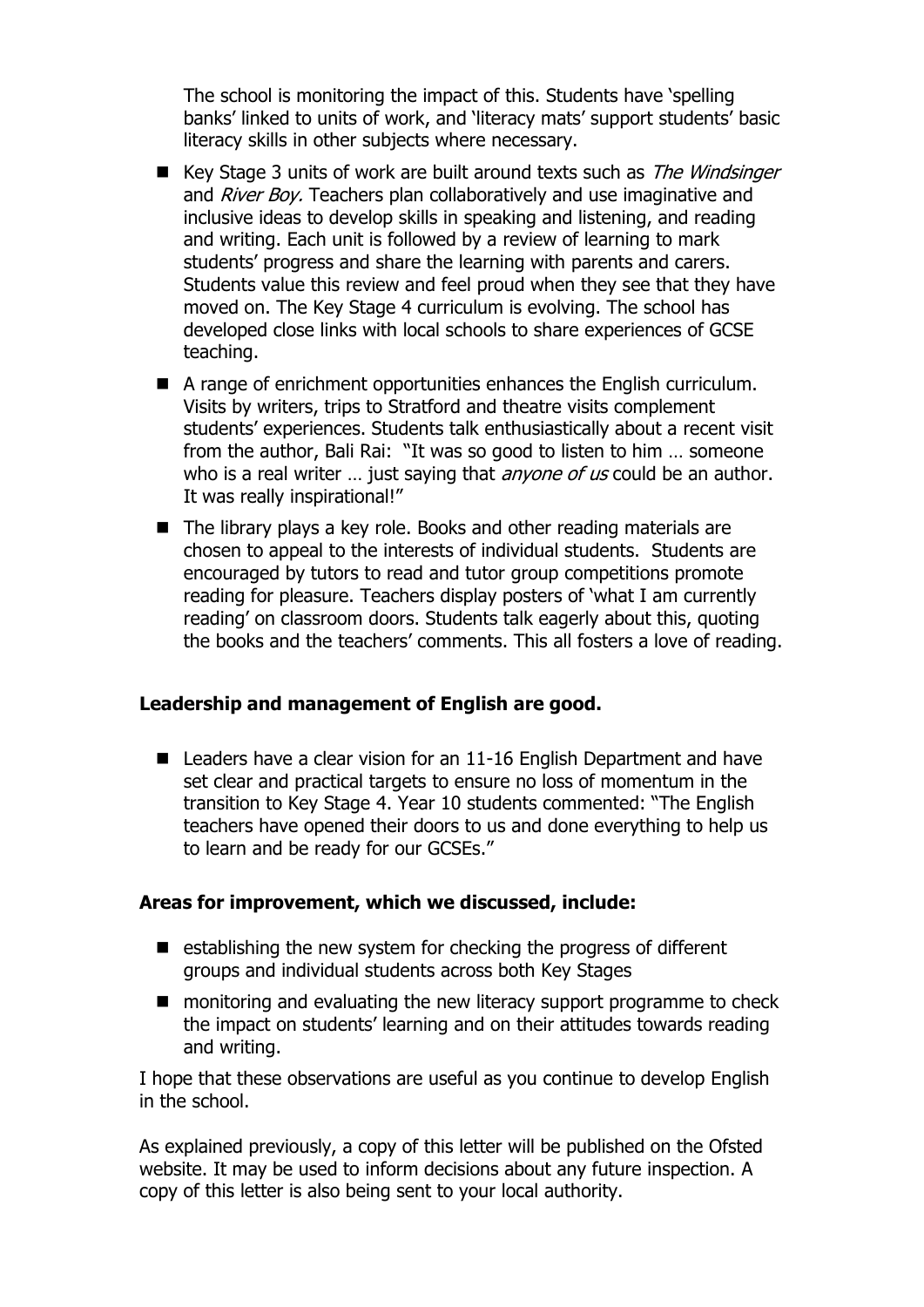The school is monitoring the impact of this. Students have 'spelling banks' linked to units of work, and 'literacy mats' support students' basic literacy skills in other subjects where necessary.

- Key Stage 3 units of work are built around texts such as *The Windsinger* and *River Boy.* Teachers plan collaboratively and use imaginative and inclusive ideas to develop skills in speaking and listening, and reading and writing. Each unit is followed by a review of learning to mark students' progress and share the learning with parents and carers. Students value this review and feel proud when they see that they have moved on. The Key Stage 4 curriculum is evolving. The school has developed close links with local schools to share experiences of GCSE teaching.
- A range of enrichment opportunities enhances the English curriculum. Visits by writers, trips to Stratford and theatre visits complement students' experiences. Students talk enthusiastically about a recent visit from the author, Bali Rai: "It was so good to listen to him … someone who is a real writer … just saying that *anyone of us* could be an author. It was really inspirational!"
- The library plays a key role. Books and other reading materials are chosen to appeal to the interests of individual students. Students are encouraged by tutors to read and tutor group competitions promote reading for pleasure. Teachers display posters of 'what I am currently reading' on classroom doors. Students talk eagerly about this, quoting the books and the teachers' comments. This all fosters a love of reading.

**Leadership and management of English are good.**

- Leaders have a clear vision for an 11-16 English Department and have set clear and practical targets to ensure no loss of momentum in the transition to Key Stage 4. Year 10 students commented: "The English teachers have opened their doors to us and done everything to help us to learn and be ready for our GCSEs."

**Areas for improvement, which we discussed, include:**

- establishing the new system for checking the progress of different groups and individual students across both Key Stages
- monitoring and evaluating the new literacy support programme to check the impact on students' learning and on their attitudes towards reading and writing.

I hope that these observations are useful as you continue to develop English in the school.

As explained previously, a copy of this letter will be published on the Ofsted website. It may be used to inform decisions about any future inspection. A copy of this letter is also being sent to your local authority.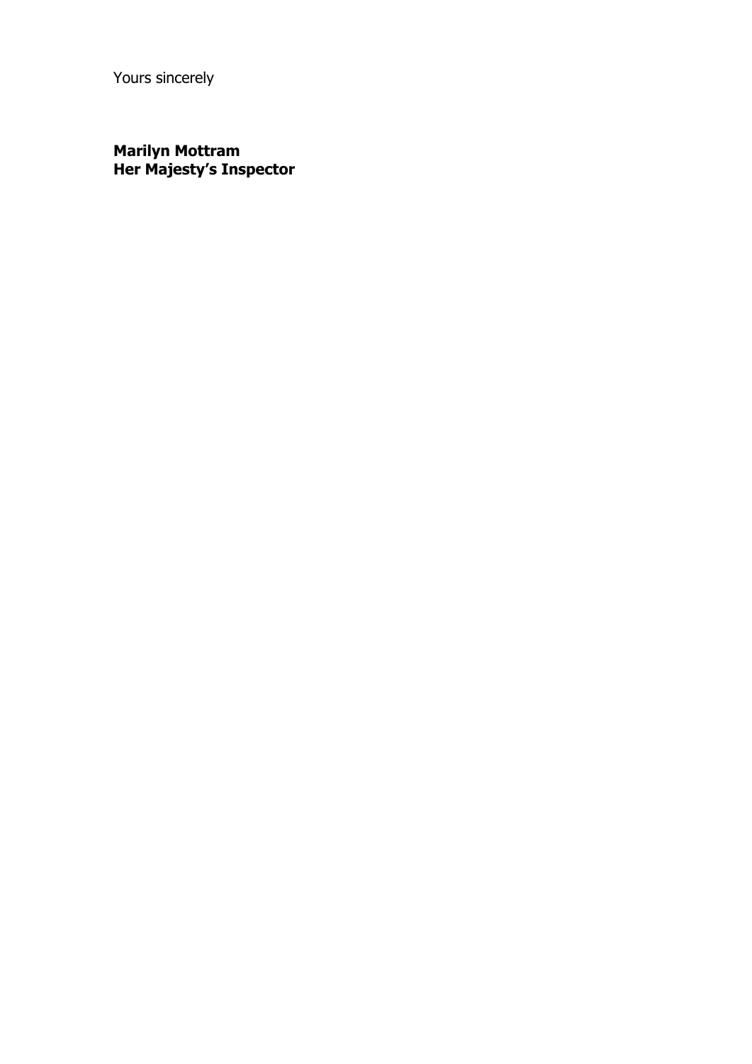Yours sincerely

**Marilyn Mottram**
**Her Majesty's Inspector**